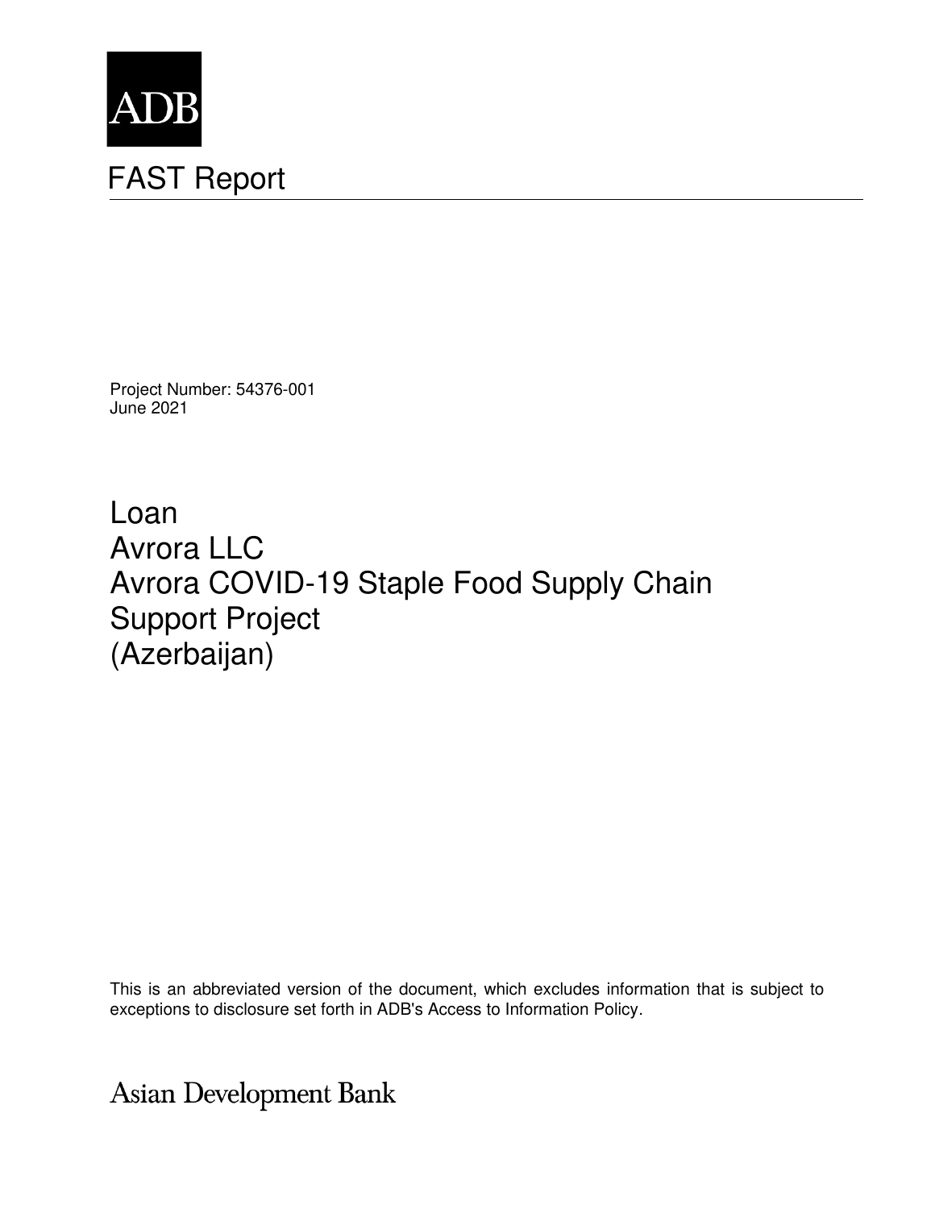ADB

# FAST Report

Project Number: 54376-001
June 2021

## Loan
## Avrora LLC
## Avrora COVID-19 Staple Food Supply Chain Support Project
## (Azerbaijan)

This is an abbreviated version of the document, which excludes information that is subject to exceptions to disclosure set forth in ADB's Access to Information Policy.

Asian Development Bank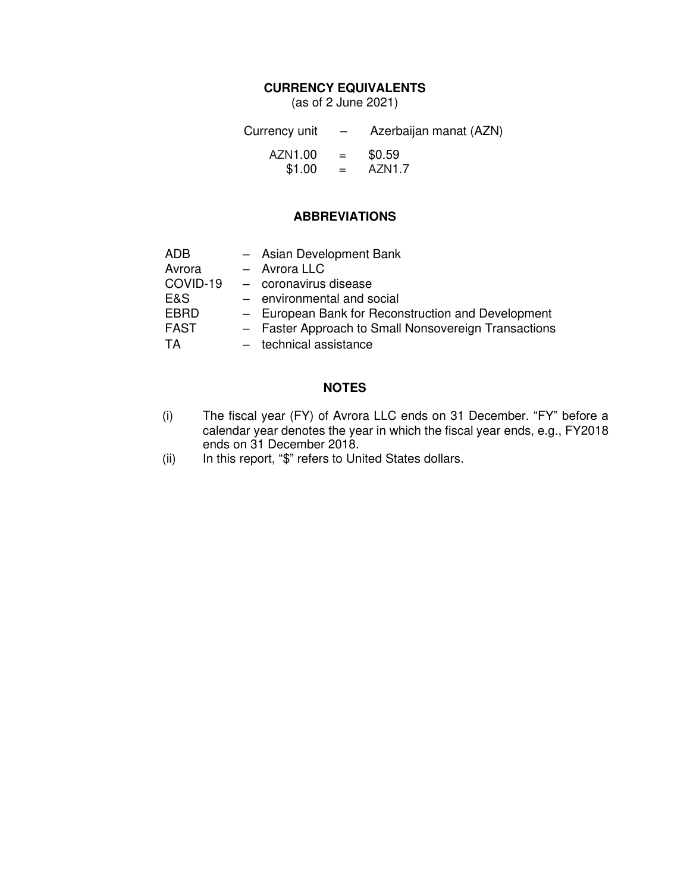## CURRENCY EQUIVALENTS

(as of 2 June 2021)

| Currency unit | – | Azerbaijan manat (AZN) |
| --- | --- | --- |
| AZN1.00 | = | $0.59 |
| $1.00 | = | AZN1.7 |

## ABBREVIATIONS

| | | |
| --- | --- | --- |
| ADB | – | Asian Development Bank |
| Avrora | – | Avrora LLC |
| COVID-19 | – | coronavirus disease |
| E&S | – | environmental and social |
| EBRD | – | European Bank for Reconstruction and Development |
| FAST | – | Faster Approach to Small Nonsovereign Transactions |
| TA | – | technical assistance |

## NOTES

(i) The fiscal year (FY) of Avrora LLC ends on 31 December. "FY" before a calendar year denotes the year in which the fiscal year ends, e.g., FY2018 ends on 31 December 2018.

(ii) In this report, "$" refers to United States dollars.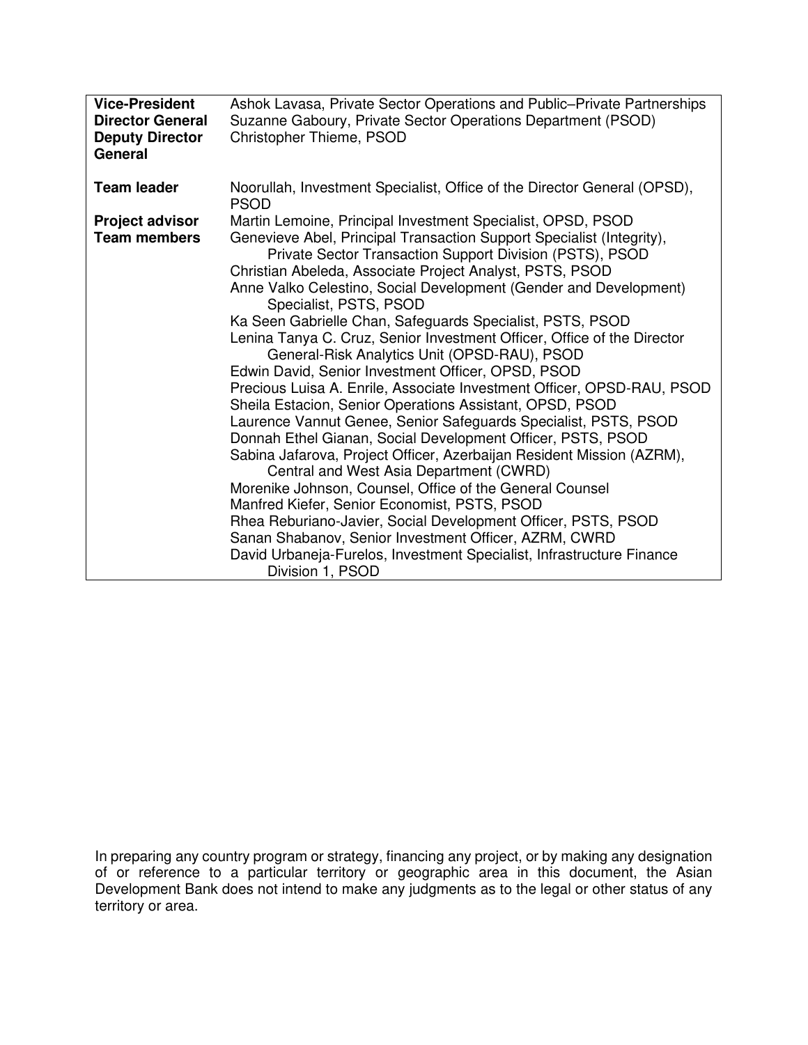| | |
|---|---|
| **Vice-President** | Ashok Lavasa, Private Sector Operations and Public–Private Partnerships |
| **Director General** | Suzanne Gaboury, Private Sector Operations Department (PSOD) |
| **Deputy Director General** | Christopher Thieme, PSOD |
| | |
| **Team leader** | Noorullah, Investment Specialist, Office of the Director General (OPSD), PSOD |
| **Project advisor** | Martin Lemoine, Principal Investment Specialist, OPSD, PSOD |
| **Team members** | Genevieve Abel, Principal Transaction Support Specialist (Integrity), Private Sector Transaction Support Division (PSTS), PSOD |
| | Christian Abeleda, Associate Project Analyst, PSTS, PSOD |
| | Anne Valko Celestino, Social Development (Gender and Development) Specialist, PSTS, PSOD |
| | Ka Seen Gabrielle Chan, Safeguards Specialist, PSTS, PSOD |
| | Lenina Tanya C. Cruz, Senior Investment Officer, Office of the Director General-Risk Analytics Unit (OPSD-RAU), PSOD |
| | Edwin David, Senior Investment Officer, OPSD, PSOD |
| | Precious Luisa A. Enrile, Associate Investment Officer, OPSD-RAU, PSOD |
| | Sheila Estacion, Senior Operations Assistant, OPSD, PSOD |
| | Laurence Vannut Genee, Senior Safeguards Specialist, PSTS, PSOD |
| | Donnah Ethel Gianan, Social Development Officer, PSTS, PSOD |
| | Sabina Jafarova, Project Officer, Azerbaijan Resident Mission (AZRM), Central and West Asia Department (CWRD) |
| | Morenike Johnson, Counsel, Office of the General Counsel |
| | Manfred Kiefer, Senior Economist, PSTS, PSOD |
| | Rhea Reburiano-Javier, Social Development Officer, PSTS, PSOD |
| | Sanan Shabanov, Senior Investment Officer, AZRM, CWRD |
| | David Urbaneja-Furelos, Investment Specialist, Infrastructure Finance Division 1, PSOD |

In preparing any country program or strategy, financing any project, or by making any designation of or reference to a particular territory or geographic area in this document, the Asian Development Bank does not intend to make any judgments as to the legal or other status of any territory or area.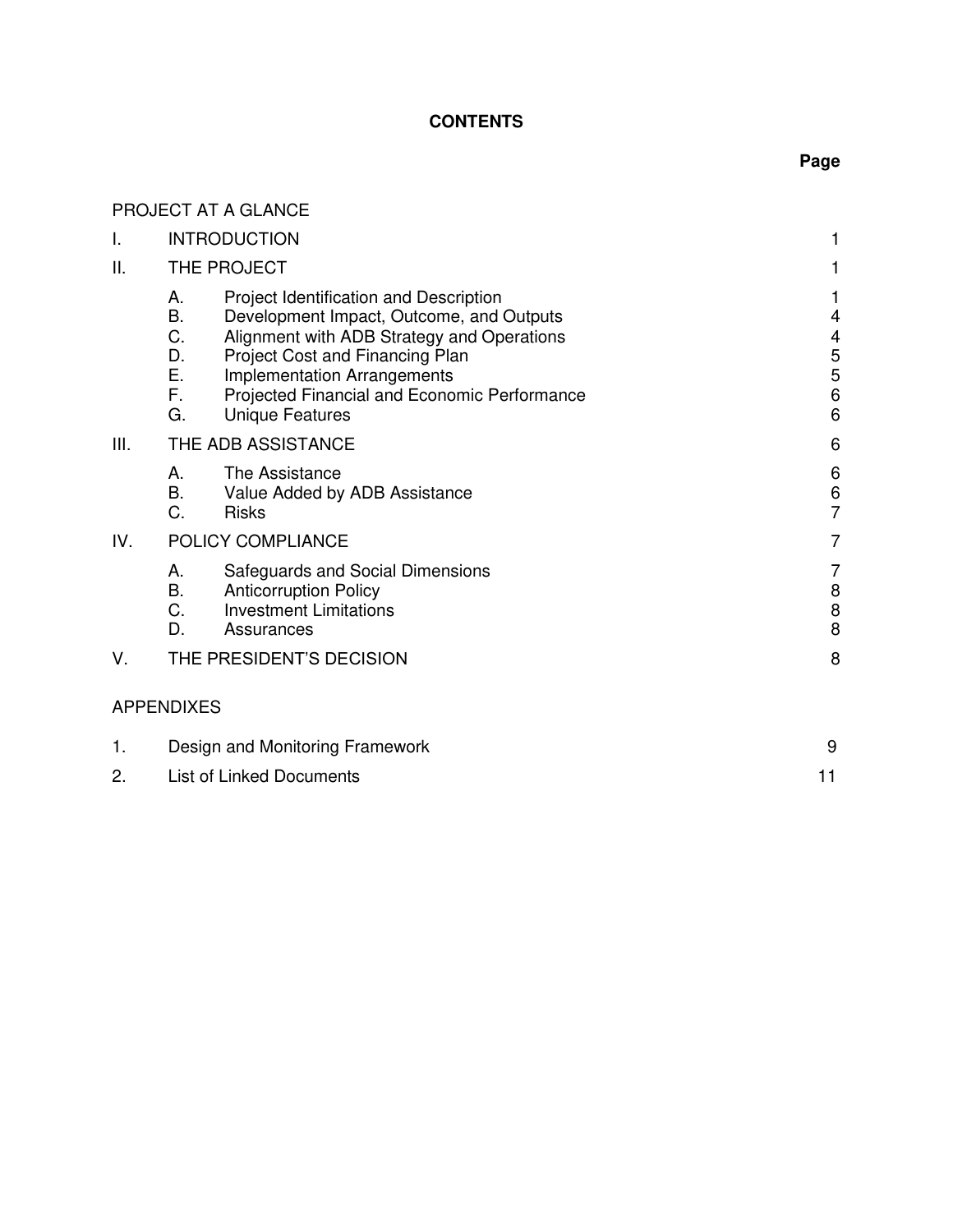# CONTENTS

| | | | Page |
|---|---|---|---|
| PROJECT AT A GLANCE | | | |
| I. | INTRODUCTION | | 1 |
| II. | THE PROJECT | | 1 |
| | A. | Project Identification and Description | 1 |
| | B. | Development Impact, Outcome, and Outputs | 4 |
| | C. | Alignment with ADB Strategy and Operations | 4 |
| | D. | Project Cost and Financing Plan | 5 |
| | E. | Implementation Arrangements | 5 |
| | F. | Projected Financial and Economic Performance | 6 |
| | G. | Unique Features | 6 |
| III. | THE ADB ASSISTANCE | | 6 |
| | A. | The Assistance | 6 |
| | B. | Value Added by ADB Assistance | 6 |
| | C. | Risks | 7 |
| IV. | POLICY COMPLIANCE | | 7 |
| | A. | Safeguards and Social Dimensions | 7 |
| | B. | Anticorruption Policy | 8 |
| | C. | Investment Limitations | 8 |
| | D. | Assurances | 8 |
| V. | THE PRESIDENT'S DECISION | | 8 |

APPENDIXES

| | | |
|---|---|---|
| 1. | Design and Monitoring Framework | 9 |
| 2. | List of Linked Documents | 11 |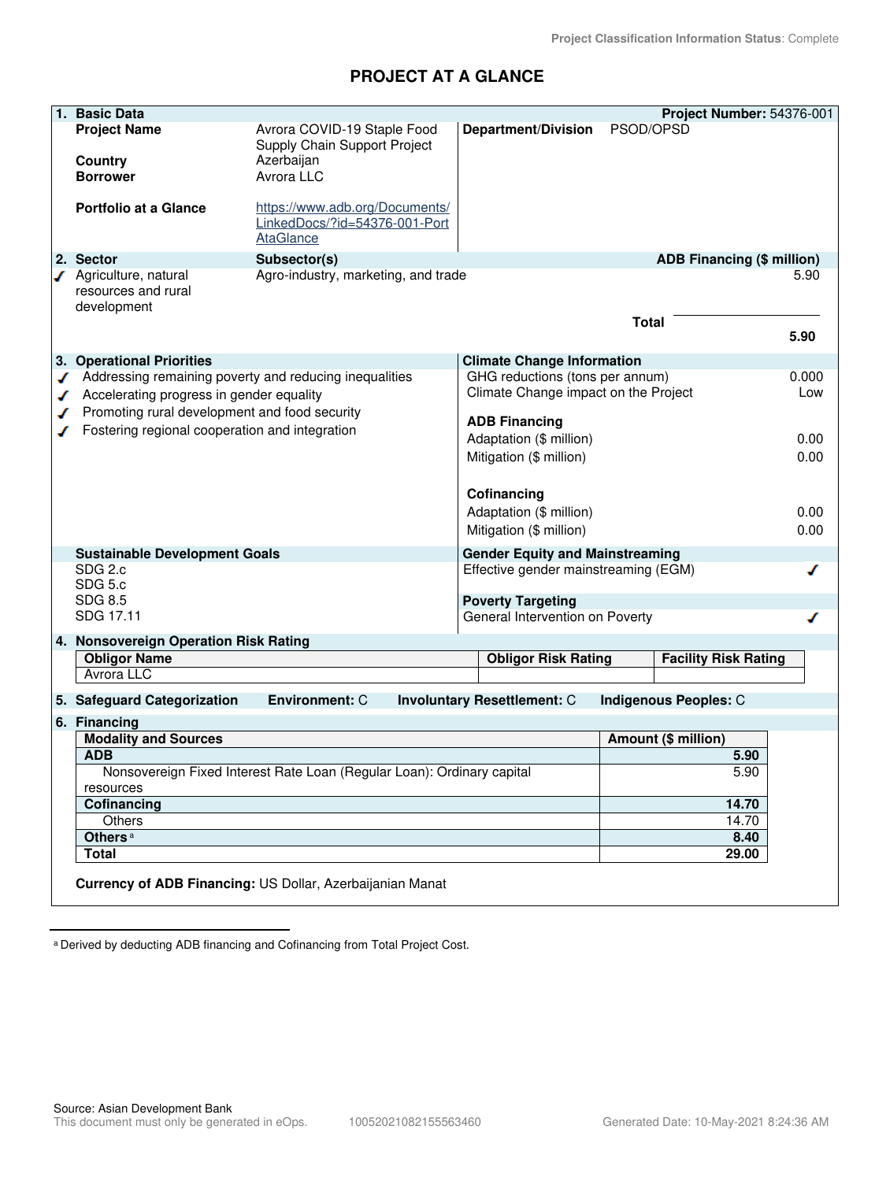Project Classification Information Status: Complete

# PROJECT AT A GLANCE

| 1. Basic Data | | | Project Number: 54376-001 |
|---|---|---|---|
| Project Name | Avrora COVID-19 Staple Food Supply Chain Support Project | Department/Division | PSOD/OPSD |
| Country | Azerbaijan | | |
| Borrower | Avrora LLC | | |
| Portfolio at a Glance | https://www.adb.org/Documents/LinkedDocs/?id=54376-001-PortAtaGlance | | |

| 2. Sector | Subsector(s) | ADB Financing ($ million) |
|---|---|---|
| ✓ Agriculture, natural resources and rural development | Agro-industry, marketing, and trade | 5.90 |
| | Total | 5.90 |

| 3. Operational Priorities | Climate Change Information | |
|---|---|---|
| ✓ Addressing remaining poverty and reducing inequalities | GHG reductions (tons per annum) | 0.000 |
| ✓ Accelerating progress in gender equality | Climate Change impact on the Project | Low |
| ✓ Promoting rural development and food security | **ADB Financing** | |
| ✓ Fostering regional cooperation and integration | Adaptation ($ million) | 0.00 |
| | Mitigation ($ million) | 0.00 |
| | **Cofinancing** | |
| | Adaptation ($ million) | 0.00 |
| | Mitigation ($ million) | 0.00 |

| Sustainable Development Goals | Gender Equity and Mainstreaming | |
|---|---|---|
| SDG 2.c | Effective gender mainstreaming (EGM) | ✓ |
| SDG 5.c | | |
| SDG 8.5 | **Poverty Targeting** | |
| SDG 17.11 | General Intervention on Poverty | ✓ |

**4. Nonsovereign Operation Risk Rating**

| Obligor Name | Obligor Risk Rating | Facility Risk Rating |
|---|---|---|
| Avrora LLC | | |

**5. Safeguard Categorization** **Environment:** C **Involuntary Resettlement:** C **Indigenous Peoples:** C

**6. Financing**

| Modality and Sources | Amount ($ million) |
|---|---|
| **ADB** | **5.90** |
| Nonsovereign Fixed Interest Rate Loan (Regular Loan): Ordinary capital resources | 5.90 |
| **Cofinancing** | **14.70** |
| Others | 14.70 |
| **Others** [a] | **8.40** |
| **Total** | **29.00** |

**Currency of ADB Financing:** US Dollar, Azerbaijanian Manat

[a] Derived by deducting ADB financing and Cofinancing from Total Project Cost.

Source: Asian Development Bank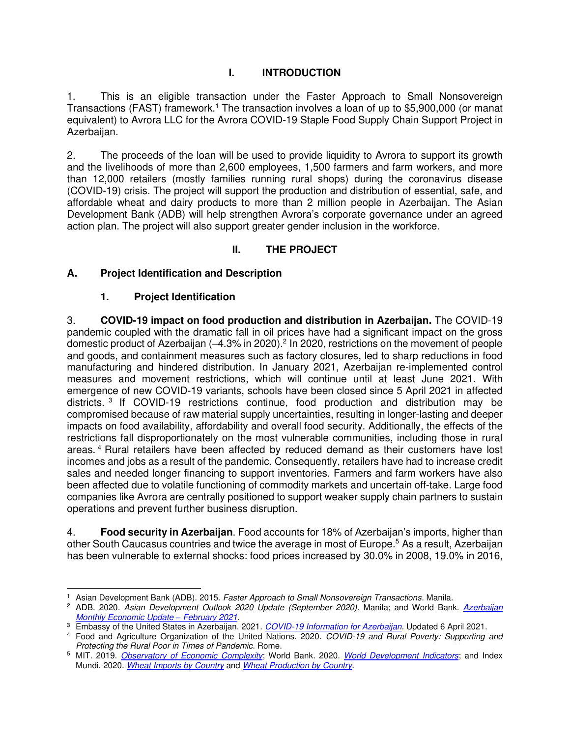# I. INTRODUCTION

1. This is an eligible transaction under the Faster Approach to Small Nonsovereign Transactions (FAST) framework.[1] The transaction involves a loan of up to $5,900,000 (or manat equivalent) to Avrora LLC for the Avrora COVID-19 Staple Food Supply Chain Support Project in Azerbaijan.

2. The proceeds of the loan will be used to provide liquidity to Avrora to support its growth and the livelihoods of more than 2,600 employees, 1,500 farmers and farm workers, and more than 12,000 retailers (mostly families running rural shops) during the coronavirus disease (COVID-19) crisis. The project will support the production and distribution of essential, safe, and affordable wheat and dairy products to more than 2 million people in Azerbaijan. The Asian Development Bank (ADB) will help strengthen Avrora's corporate governance under an agreed action plan. The project will also support greater gender inclusion in the workforce.

# II. THE PROJECT

## A. Project Identification and Description

### 1. Project Identification

3. **COVID-19 impact on food production and distribution in Azerbaijan.** The COVID-19 pandemic coupled with the dramatic fall in oil prices have had a significant impact on the gross domestic product of Azerbaijan (–4.3% in 2020).[2] In 2020, restrictions on the movement of people and goods, and containment measures such as factory closures, led to sharp reductions in food manufacturing and hindered distribution. In January 2021, Azerbaijan re-implemented control measures and movement restrictions, which will continue until at least June 2021. With emergence of new COVID-19 variants, schools have been closed since 5 April 2021 in affected districts.[3] If COVID-19 restrictions continue, food production and distribution may be compromised because of raw material supply uncertainties, resulting in longer-lasting and deeper impacts on food availability, affordability and overall food security. Additionally, the effects of the restrictions fall disproportionately on the most vulnerable communities, including those in rural areas.[4] Rural retailers have been affected by reduced demand as their customers have lost incomes and jobs as a result of the pandemic. Consequently, retailers have had to increase credit sales and needed longer financing to support inventories. Farmers and farm workers have also been affected due to volatile functioning of commodity markets and uncertain off-take. Large food companies like Avrora are centrally positioned to support weaker supply chain partners to sustain operations and prevent further business disruption.

4. **Food security in Azerbaijan**. Food accounts for 18% of Azerbaijan's imports, higher than other South Caucasus countries and twice the average in most of Europe.[5] As a result, Azerbaijan has been vulnerable to external shocks: food prices increased by 30.0% in 2008, 19.0% in 2016,

---

[1] Asian Development Bank (ADB). 2015. *Faster Approach to Small Nonsovereign Transactions*. Manila.

[2] ADB. 2020. *Asian Development Outlook 2020 Update (September 2020)*. Manila; and World Bank. *Azerbaijan Monthly Economic Update – February 2021*.

[3] Embassy of the United States in Azerbaijan. 2021. *COVID-19 Information for Azerbaijan*. Updated 6 April 2021.

[4] Food and Agriculture Organization of the United Nations. 2020. *COVID-19 and Rural Poverty: Supporting and Protecting the Rural Poor in Times of Pandemic.* Rome.

[5] MIT. 2019. *Observatory of Economic Complexity*; World Bank. 2020. *World Development Indicators*; and Index Mundi. 2020. *Wheat Imports by Country* and *Wheat Production by Country*.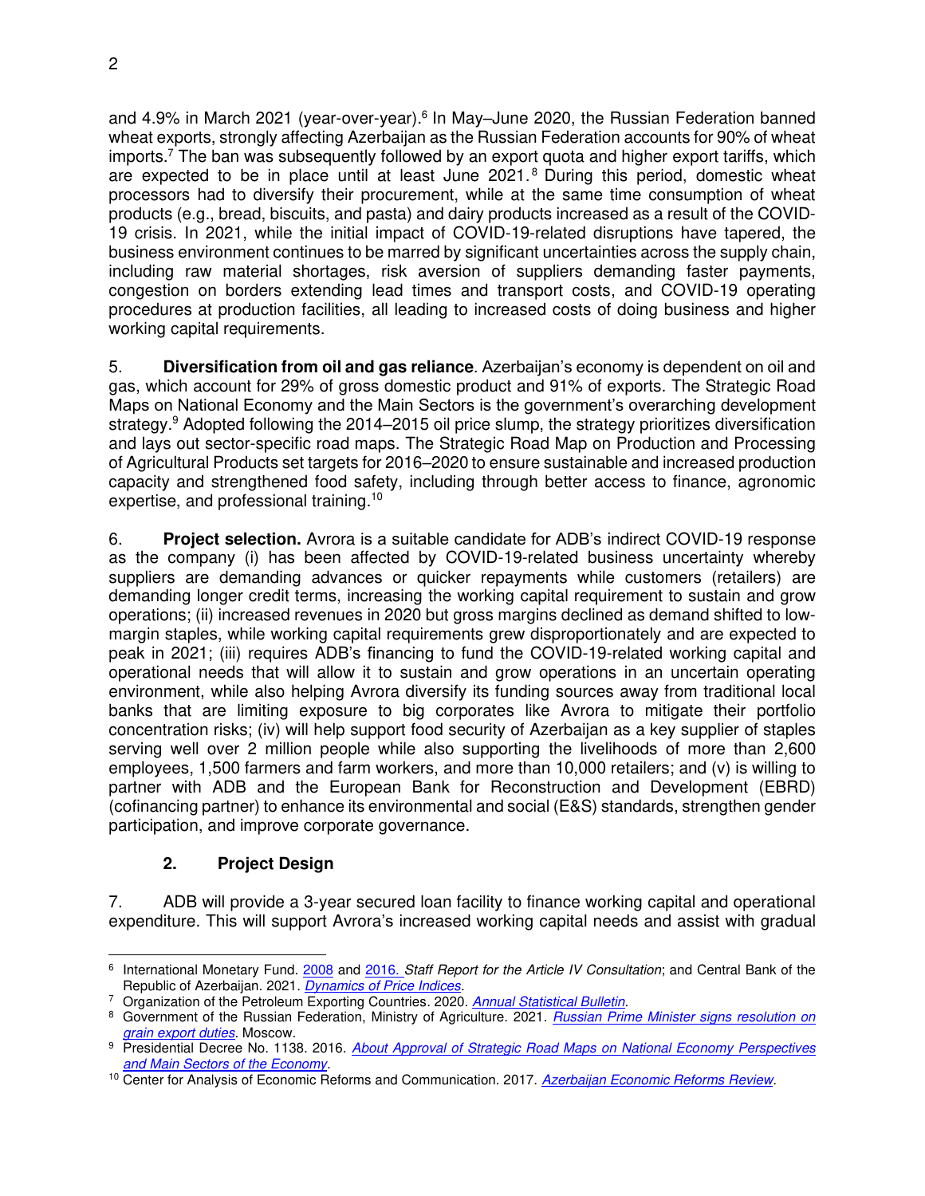and 4.9% in March 2021 (year-over-year).[6] In May–June 2020, the Russian Federation banned wheat exports, strongly affecting Azerbaijan as the Russian Federation accounts for 90% of wheat imports.[7] The ban was subsequently followed by an export quota and higher export tariffs, which are expected to be in place until at least June 2021.[8] During this period, domestic wheat processors had to diversify their procurement, while at the same time consumption of wheat products (e.g., bread, biscuits, and pasta) and dairy products increased as a result of the COVID-19 crisis. In 2021, while the initial impact of COVID-19-related disruptions have tapered, the business environment continues to be marred by significant uncertainties across the supply chain, including raw material shortages, risk aversion of suppliers demanding faster payments, congestion on borders extending lead times and transport costs, and COVID-19 operating procedures at production facilities, all leading to increased costs of doing business and higher working capital requirements.

5. **Diversification from oil and gas reliance**. Azerbaijan's economy is dependent on oil and gas, which account for 29% of gross domestic product and 91% of exports. The Strategic Road Maps on National Economy and the Main Sectors is the government's overarching development strategy.[9] Adopted following the 2014–2015 oil price slump, the strategy prioritizes diversification and lays out sector-specific road maps. The Strategic Road Map on Production and Processing of Agricultural Products set targets for 2016–2020 to ensure sustainable and increased production capacity and strengthened food safety, including through better access to finance, agronomic expertise, and professional training.[10]

6. **Project selection.** Avrora is a suitable candidate for ADB's indirect COVID-19 response as the company (i) has been affected by COVID-19-related business uncertainty whereby suppliers are demanding advances or quicker repayments while customers (retailers) are demanding longer credit terms, increasing the working capital requirement to sustain and grow operations; (ii) increased revenues in 2020 but gross margins declined as demand shifted to low-margin staples, while working capital requirements grew disproportionately and are expected to peak in 2021; (iii) requires ADB's financing to fund the COVID-19-related working capital and operational needs that will allow it to sustain and grow operations in an uncertain operating environment, while also helping Avrora diversify its funding sources away from traditional local banks that are limiting exposure to big corporates like Avrora to mitigate their portfolio concentration risks; (iv) will help support food security of Azerbaijan as a key supplier of staples serving well over 2 million people while also supporting the livelihoods of more than 2,600 employees, 1,500 farmers and farm workers, and more than 10,000 retailers; and (v) is willing to partner with ADB and the European Bank for Reconstruction and Development (EBRD) (cofinancing partner) to enhance its environmental and social (E&S) standards, strengthen gender participation, and improve corporate governance.

### 2. Project Design

7. ADB will provide a 3-year secured loan facility to finance working capital and operational expenditure. This will support Avrora's increased working capital needs and assist with gradual

---

[6] International Monetary Fund. 2008 and 2016. *Staff Report for the Article IV Consultation*; and Central Bank of the Republic of Azerbaijan. 2021. *Dynamics of Price Indices*.

[7] Organization of the Petroleum Exporting Countries. 2020. *Annual Statistical Bulletin*.

[8] Government of the Russian Federation, Ministry of Agriculture. 2021. *Russian Prime Minister signs resolution on grain export duties*. Moscow.

[9] Presidential Decree No. 1138. 2016. *About Approval of Strategic Road Maps on National Economy Perspectives and Main Sectors of the Economy*.

[10] Center for Analysis of Economic Reforms and Communication. 2017. *Azerbaijan Economic Reforms Review*.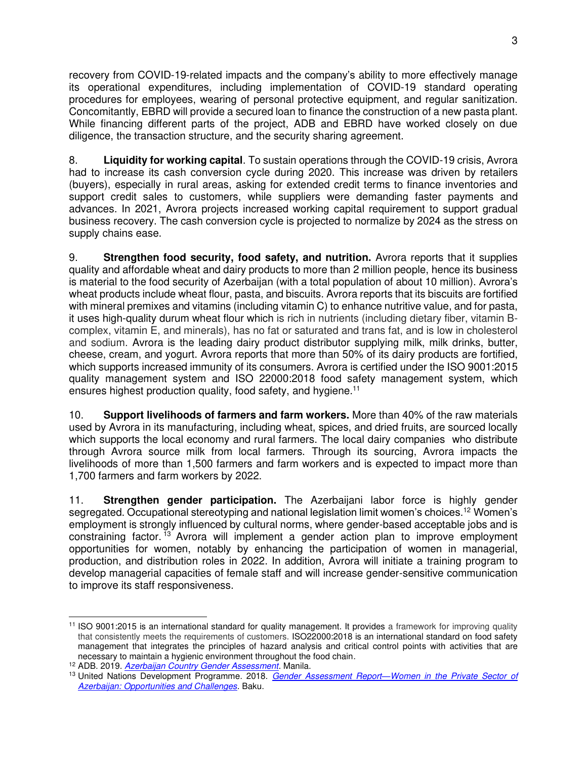recovery from COVID-19-related impacts and the company's ability to more effectively manage its operational expenditures, including implementation of COVID-19 standard operating procedures for employees, wearing of personal protective equipment, and regular sanitization. Concomitantly, EBRD will provide a secured loan to finance the construction of a new pasta plant. While financing different parts of the project, ADB and EBRD have worked closely on due diligence, the transaction structure, and the security sharing agreement.

8. **Liquidity for working capital**. To sustain operations through the COVID-19 crisis, Avrora had to increase its cash conversion cycle during 2020. This increase was driven by retailers (buyers), especially in rural areas, asking for extended credit terms to finance inventories and support credit sales to customers, while suppliers were demanding faster payments and advances. In 2021, Avrora projects increased working capital requirement to support gradual business recovery. The cash conversion cycle is projected to normalize by 2024 as the stress on supply chains ease.

9. **Strengthen food security, food safety, and nutrition.** Avrora reports that it supplies quality and affordable wheat and dairy products to more than 2 million people, hence its business is material to the food security of Azerbaijan (with a total population of about 10 million). Avrora's wheat products include wheat flour, pasta, and biscuits. Avrora reports that its biscuits are fortified with mineral premixes and vitamins (including vitamin C) to enhance nutritive value, and for pasta, it uses high-quality durum wheat flour which is rich in nutrients (including dietary fiber, vitamin B-complex, vitamin E, and minerals), has no fat or saturated and trans fat, and is low in cholesterol and sodium. Avrora is the leading dairy product distributor supplying milk, milk drinks, butter, cheese, cream, and yogurt. Avrora reports that more than 50% of its dairy products are fortified, which supports increased immunity of its consumers. Avrora is certified under the ISO 9001:2015 quality management system and ISO 22000:2018 food safety management system, which ensures highest production quality, food safety, and hygiene.[11]

10. **Support livelihoods of farmers and farm workers.** More than 40% of the raw materials used by Avrora in its manufacturing, including wheat, spices, and dried fruits, are sourced locally which supports the local economy and rural farmers. The local dairy companies who distribute through Avrora source milk from local farmers. Through its sourcing, Avrora impacts the livelihoods of more than 1,500 farmers and farm workers and is expected to impact more than 1,700 farmers and farm workers by 2022.

11. **Strengthen gender participation.** The Azerbaijani labor force is highly gender segregated. Occupational stereotyping and national legislation limit women's choices.[12] Women's employment is strongly influenced by cultural norms, where gender-based acceptable jobs and is constraining factor.[13] Avrora will implement a gender action plan to improve employment opportunities for women, notably by enhancing the participation of women in managerial, production, and distribution roles in 2022. In addition, Avrora will initiate a training program to develop managerial capacities of female staff and will increase gender-sensitive communication to improve its staff responsiveness.

---

[11] ISO 9001:2015 is an international standard for quality management. It provides a framework for improving quality that consistently meets the requirements of customers. ISO22000:2018 is an international standard on food safety management that integrates the principles of hazard analysis and critical control points with activities that are necessary to maintain a hygienic environment throughout the food chain.

[12] ADB. 2019. *Azerbaijan Country Gender Assessment*. Manila.

[13] United Nations Development Programme. 2018. *Gender Assessment Report—Women in the Private Sector of Azerbaijan: Opportunities and Challenges*. Baku.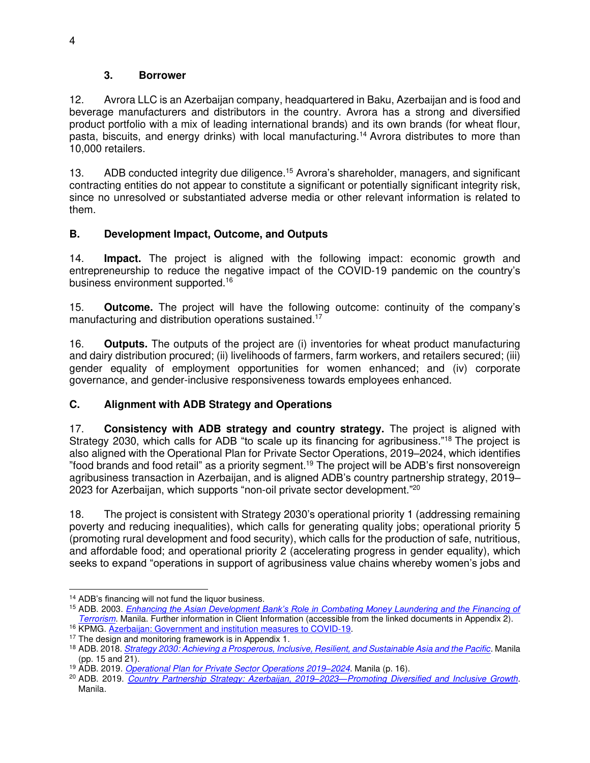### 3. Borrower

12. Avrora LLC is an Azerbaijan company, headquartered in Baku, Azerbaijan and is food and beverage manufacturers and distributors in the country. Avrora has a strong and diversified product portfolio with a mix of leading international brands) and its own brands (for wheat flour, pasta, biscuits, and energy drinks) with local manufacturing.[14] Avrora distributes to more than 10,000 retailers.

13. ADB conducted integrity due diligence.[15] Avrora's shareholder, managers, and significant contracting entities do not appear to constitute a significant or potentially significant integrity risk, since no unresolved or substantiated adverse media or other relevant information is related to them.

## B. Development Impact, Outcome, and Outputs

14. **Impact.** The project is aligned with the following impact: economic growth and entrepreneurship to reduce the negative impact of the COVID-19 pandemic on the country's business environment supported.[16]

15. **Outcome.** The project will have the following outcome: continuity of the company's manufacturing and distribution operations sustained.[17]

16. **Outputs.** The outputs of the project are (i) inventories for wheat product manufacturing and dairy distribution procured; (ii) livelihoods of farmers, farm workers, and retailers secured; (iii) gender equality of employment opportunities for women enhanced; and (iv) corporate governance, and gender-inclusive responsiveness towards employees enhanced.

## C. Alignment with ADB Strategy and Operations

17. **Consistency with ADB strategy and country strategy.** The project is aligned with Strategy 2030, which calls for ADB "to scale up its financing for agribusiness."[18] The project is also aligned with the Operational Plan for Private Sector Operations, 2019–2024, which identifies "food brands and food retail" as a priority segment.[19] The project will be ADB's first nonsovereign agribusiness transaction in Azerbaijan, and is aligned ADB's country partnership strategy, 2019–2023 for Azerbaijan, which supports "non-oil private sector development."[20]

18. The project is consistent with Strategy 2030's operational priority 1 (addressing remaining poverty and reducing inequalities), which calls for generating quality jobs; operational priority 5 (promoting rural development and food security), which calls for the production of safe, nutritious, and affordable food; and operational priority 2 (accelerating progress in gender equality), which seeks to expand "operations in support of agribusiness value chains whereby women's jobs and

---

[14] ADB's financing will not fund the liquor business.

[15] ADB. 2003. *Enhancing the Asian Development Bank's Role in Combating Money Laundering and the Financing of Terrorism*. Manila. Further information in Client Information (accessible from the linked documents in Appendix 2).

[16] KPMG. Azerbaijan: Government and institution measures to COVID-19.

[17] The design and monitoring framework is in Appendix 1.

[18] ADB. 2018. *Strategy 2030: Achieving a Prosperous, Inclusive, Resilient, and Sustainable Asia and the Pacific*. Manila (pp. 15 and 21).

[19] ADB. 2019. *Operational Plan for Private Sector Operations 2019–2024*. Manila (p. 16).

[20] ADB. 2019. *Country Partnership Strategy: Azerbaijan, 2019–2023—Promoting Diversified and Inclusive Growth*. Manila.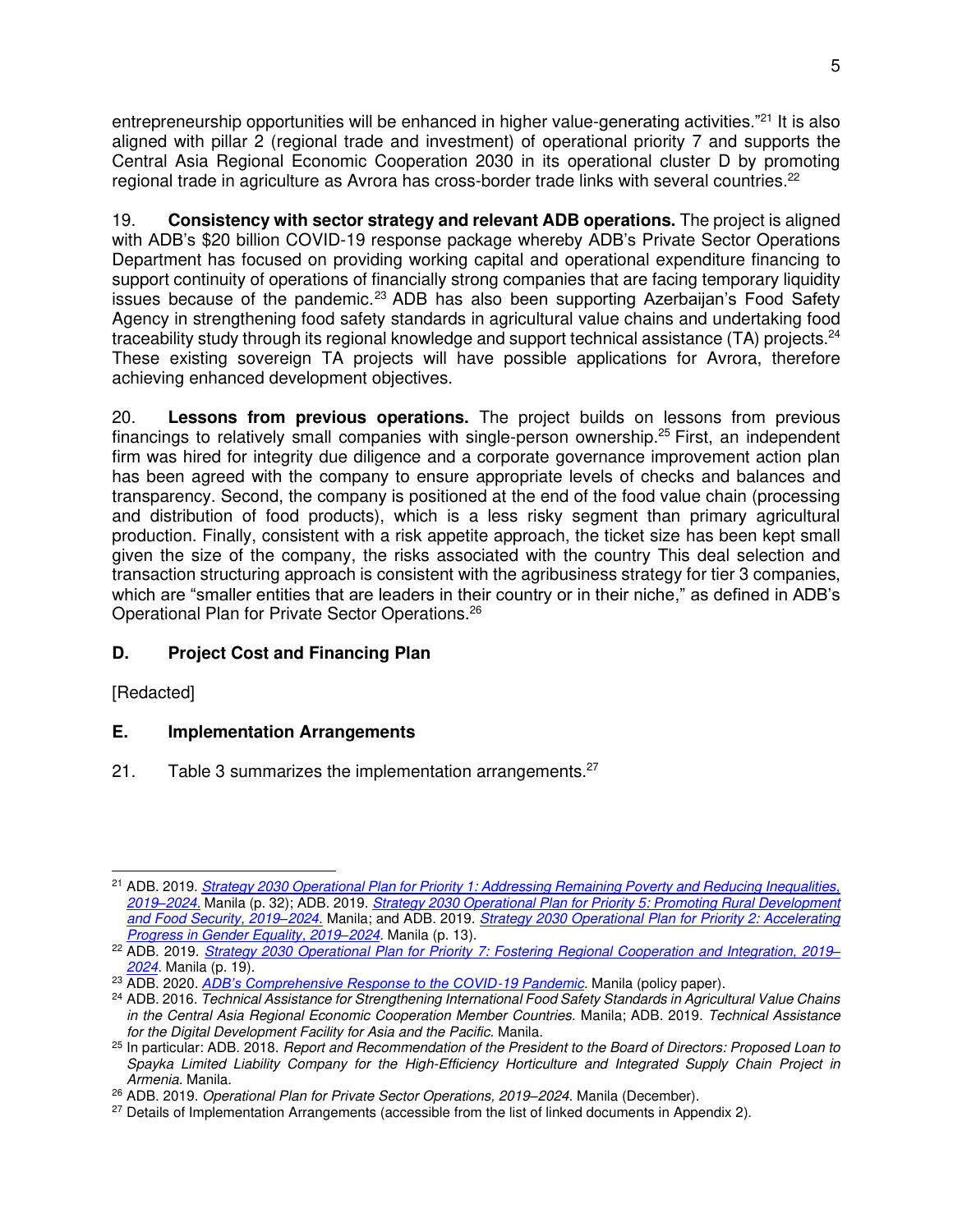entrepreneurship opportunities will be enhanced in higher value-generating activities."[21] It is also aligned with pillar 2 (regional trade and investment) of operational priority 7 and supports the Central Asia Regional Economic Cooperation 2030 in its operational cluster D by promoting regional trade in agriculture as Avrora has cross-border trade links with several countries.[22]

19. **Consistency with sector strategy and relevant ADB operations.** The project is aligned with ADB's $20 billion COVID-19 response package whereby ADB's Private Sector Operations Department has focused on providing working capital and operational expenditure financing to support continuity of operations of financially strong companies that are facing temporary liquidity issues because of the pandemic.[23] ADB has also been supporting Azerbaijan's Food Safety Agency in strengthening food safety standards in agricultural value chains and undertaking food traceability study through its regional knowledge and support technical assistance (TA) projects.[24] These existing sovereign TA projects will have possible applications for Avrora, therefore achieving enhanced development objectives.

20. **Lessons from previous operations.** The project builds on lessons from previous financings to relatively small companies with single-person ownership.[25] First, an independent firm was hired for integrity due diligence and a corporate governance improvement action plan has been agreed with the company to ensure appropriate levels of checks and balances and transparency. Second, the company is positioned at the end of the food value chain (processing and distribution of food products), which is a less risky segment than primary agricultural production. Finally, consistent with a risk appetite approach, the ticket size has been kept small given the size of the company, the risks associated with the country This deal selection and transaction structuring approach is consistent with the agribusiness strategy for tier 3 companies, which are "smaller entities that are leaders in their country or in their niche," as defined in ADB's Operational Plan for Private Sector Operations.[26]

## D. Project Cost and Financing Plan

[Redacted]

## E. Implementation Arrangements

21. Table 3 summarizes the implementation arrangements.[27]

---

[21] ADB. 2019. *Strategy 2030 Operational Plan for Priority 1: Addressing Remaining Poverty and Reducing Inequalities, 2019–2024.* Manila (p. 32); ADB. 2019. *Strategy 2030 Operational Plan for Priority 5: Promoting Rural Development and Food Security, 2019–2024.* Manila; and ADB. 2019. *Strategy 2030 Operational Plan for Priority 2: Accelerating Progress in Gender Equality, 2019–2024*. Manila (p. 13).

[22] ADB. 2019. *Strategy 2030 Operational Plan for Priority 7: Fostering Regional Cooperation and Integration, 2019–2024*. Manila (p. 19).

[23] ADB. 2020. *ADB's Comprehensive Response to the COVID-19 Pandemic*. Manila (policy paper).

[24] ADB. 2016. *Technical Assistance for Strengthening International Food Safety Standards in Agricultural Value Chains in the Central Asia Regional Economic Cooperation Member Countries.* Manila; ADB. 2019. *Technical Assistance for the Digital Development Facility for Asia and the Pacific.* Manila.

[25] In particular: ADB. 2018. *Report and Recommendation of the President to the Board of Directors: Proposed Loan to Spayka Limited Liability Company for the High-Efficiency Horticulture and Integrated Supply Chain Project in Armenia*. Manila.

[26] ADB. 2019. *Operational Plan for Private Sector Operations, 2019–2024*. Manila (December).

[27] Details of Implementation Arrangements (accessible from the list of linked documents in Appendix 2).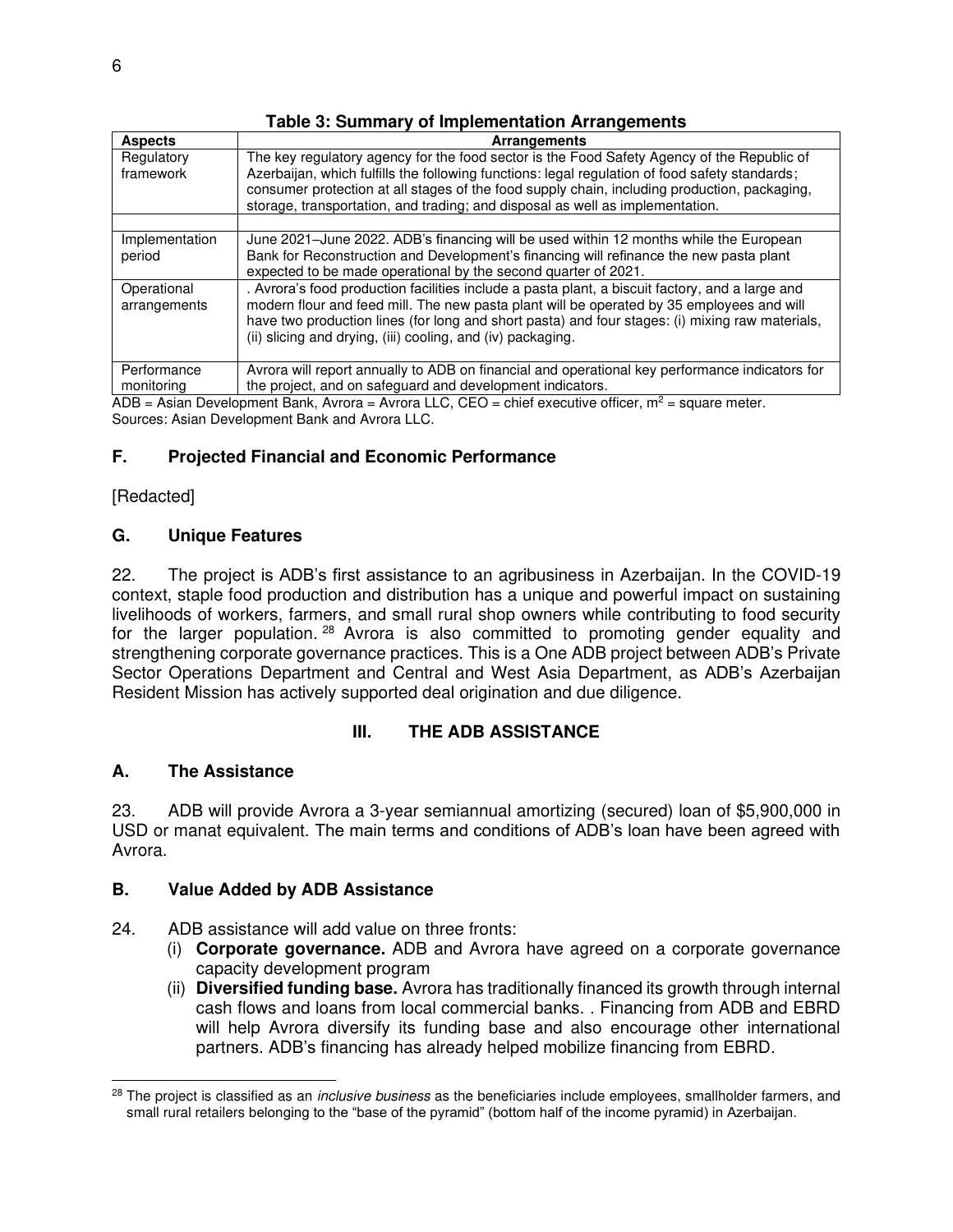**Table 3: Summary of Implementation Arrangements**

| Aspects | Arrangements |
|---|---|
| Regulatory framework | The key regulatory agency for the food sector is the Food Safety Agency of the Republic of Azerbaijan, which fulfills the following functions: legal regulation of food safety standards; consumer protection at all stages of the food supply chain, including production, packaging, storage, transportation, and trading; and disposal as well as implementation. |
| | |
| Implementation period | June 2021–June 2022. ADB's financing will be used within 12 months while the European Bank for Reconstruction and Development's financing will refinance the new pasta plant expected to be made operational by the second quarter of 2021. |
| Operational arrangements | . Avrora's food production facilities include a pasta plant, a biscuit factory, and a large and modern flour and feed mill. The new pasta plant will be operated by 35 employees and will have two production lines (for long and short pasta) and four stages: (i) mixing raw materials, (ii) slicing and drying, (iii) cooling, and (iv) packaging. |
| Performance monitoring | Avrora will report annually to ADB on financial and operational key performance indicators for the project, and on safeguard and development indicators. |

ADB = Asian Development Bank, Avrora = Avrora LLC, CEO = chief executive officer, $m^2$ = square meter.
Sources: Asian Development Bank and Avrora LLC.

### F. Projected Financial and Economic Performance

[Redacted]

### G. Unique Features

22. The project is ADB's first assistance to an agribusiness in Azerbaijan. In the COVID-19 context, staple food production and distribution has a unique and powerful impact on sustaining livelihoods of workers, farmers, and small rural shop owners while contributing to food security for the larger population.[28] Avrora is also committed to promoting gender equality and strengthening corporate governance practices. This is a One ADB project between ADB's Private Sector Operations Department and Central and West Asia Department, as ADB's Azerbaijan Resident Mission has actively supported deal origination and due diligence.

## III. THE ADB ASSISTANCE

### A. The Assistance

23. ADB will provide Avrora a 3-year semiannual amortizing (secured) loan of $5,900,000 in USD or manat equivalent. The main terms and conditions of ADB's loan have been agreed with Avrora.

### B. Value Added by ADB Assistance

24. ADB assistance will add value on three fronts:

(i) **Corporate governance.** ADB and Avrora have agreed on a corporate governance capacity development program

(ii) **Diversified funding base.** Avrora has traditionally financed its growth through internal cash flows and loans from local commercial banks. . Financing from ADB and EBRD will help Avrora diversify its funding base and also encourage other international partners. ADB's financing has already helped mobilize financing from EBRD.

---

[28] The project is classified as an *inclusive business* as the beneficiaries include employees, smallholder farmers, and small rural retailers belonging to the "base of the pyramid" (bottom half of the income pyramid) in Azerbaijan.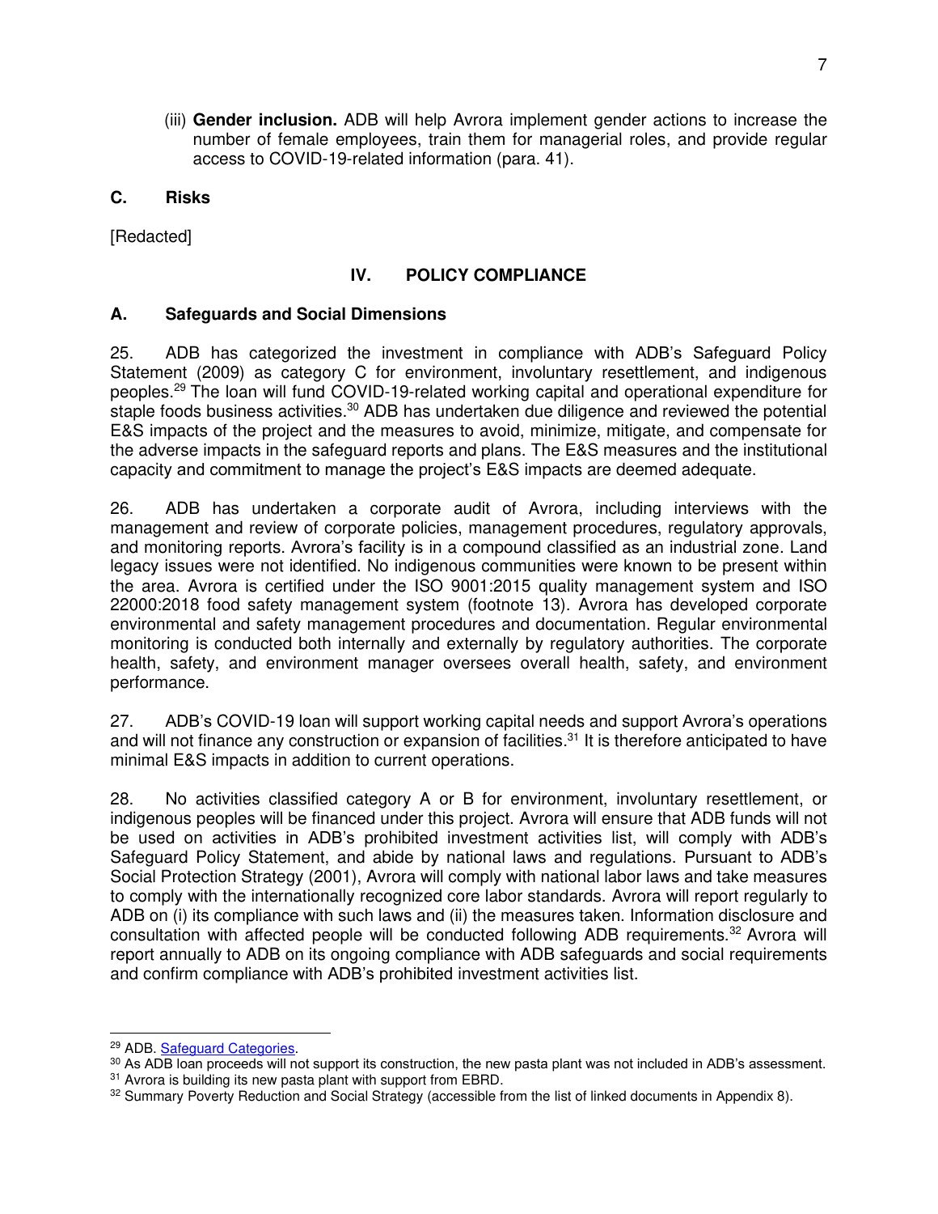(iii) **Gender inclusion.** ADB will help Avrora implement gender actions to increase the number of female employees, train them for managerial roles, and provide regular access to COVID-19-related information (para. 41).

### C. Risks

[Redacted]

## IV. POLICY COMPLIANCE

### A. Safeguards and Social Dimensions

25. ADB has categorized the investment in compliance with ADB's Safeguard Policy Statement (2009) as category C for environment, involuntary resettlement, and indigenous peoples.[29] The loan will fund COVID-19-related working capital and operational expenditure for staple foods business activities.[30] ADB has undertaken due diligence and reviewed the potential E&S impacts of the project and the measures to avoid, minimize, mitigate, and compensate for the adverse impacts in the safeguard reports and plans. The E&S measures and the institutional capacity and commitment to manage the project's E&S impacts are deemed adequate.

26. ADB has undertaken a corporate audit of Avrora, including interviews with the management and review of corporate policies, management procedures, regulatory approvals, and monitoring reports. Avrora's facility is in a compound classified as an industrial zone. Land legacy issues were not identified. No indigenous communities were known to be present within the area. Avrora is certified under the ISO 9001:2015 quality management system and ISO 22000:2018 food safety management system (footnote 13). Avrora has developed corporate environmental and safety management procedures and documentation. Regular environmental monitoring is conducted both internally and externally by regulatory authorities. The corporate health, safety, and environment manager oversees overall health, safety, and environment performance.

27. ADB's COVID-19 loan will support working capital needs and support Avrora's operations and will not finance any construction or expansion of facilities.[31] It is therefore anticipated to have minimal E&S impacts in addition to current operations.

28. No activities classified category A or B for environment, involuntary resettlement, or indigenous peoples will be financed under this project. Avrora will ensure that ADB funds will not be used on activities in ADB's prohibited investment activities list, will comply with ADB's Safeguard Policy Statement, and abide by national laws and regulations. Pursuant to ADB's Social Protection Strategy (2001), Avrora will comply with national labor laws and take measures to comply with the internationally recognized core labor standards. Avrora will report regularly to ADB on (i) its compliance with such laws and (ii) the measures taken. Information disclosure and consultation with affected people will be conducted following ADB requirements.[32] Avrora will report annually to ADB on its ongoing compliance with ADB safeguards and social requirements and confirm compliance with ADB's prohibited investment activities list.

---

[29] ADB. Safeguard Categories.

[30] As ADB loan proceeds will not support its construction, the new pasta plant was not included in ADB's assessment.

[31] Avrora is building its new pasta plant with support from EBRD.

[32] Summary Poverty Reduction and Social Strategy (accessible from the list of linked documents in Appendix 8).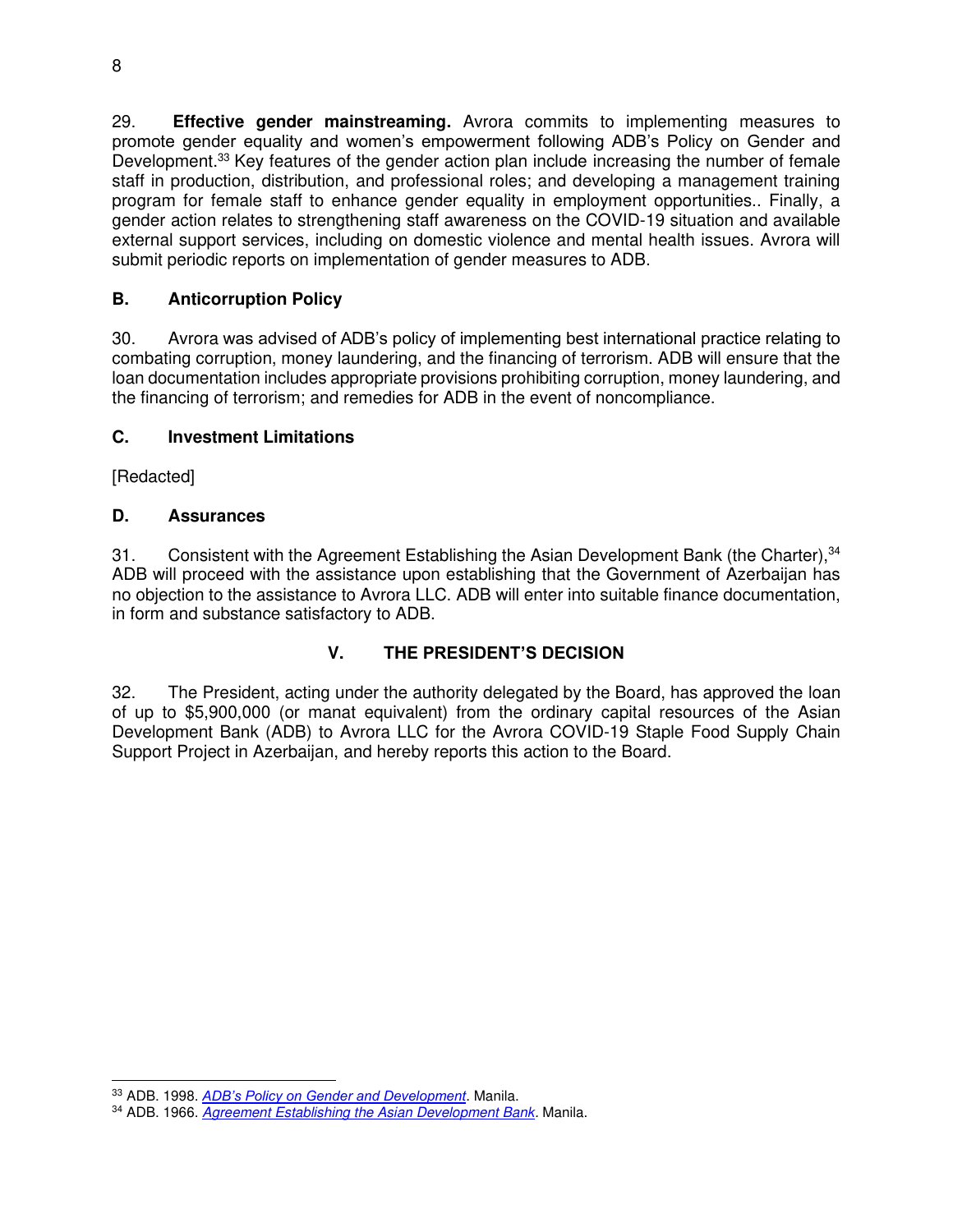29. **Effective gender mainstreaming.** Avrora commits to implementing measures to promote gender equality and women's empowerment following ADB's Policy on Gender and Development.[33] Key features of the gender action plan include increasing the number of female staff in production, distribution, and professional roles; and developing a management training program for female staff to enhance gender equality in employment opportunities.. Finally, a gender action relates to strengthening staff awareness on the COVID-19 situation and available external support services, including on domestic violence and mental health issues. Avrora will submit periodic reports on implementation of gender measures to ADB.

### B. Anticorruption Policy

30. Avrora was advised of ADB's policy of implementing best international practice relating to combating corruption, money laundering, and the financing of terrorism. ADB will ensure that the loan documentation includes appropriate provisions prohibiting corruption, money laundering, and the financing of terrorism; and remedies for ADB in the event of noncompliance.

### C. Investment Limitations

[Redacted]

### D. Assurances

31. Consistent with the Agreement Establishing the Asian Development Bank (the Charter),[34] ADB will proceed with the assistance upon establishing that the Government of Azerbaijan has no objection to the assistance to Avrora LLC. ADB will enter into suitable finance documentation, in form and substance satisfactory to ADB.

## V. THE PRESIDENT'S DECISION

32. The President, acting under the authority delegated by the Board, has approved the loan of up to $5,900,000 (or manat equivalent) from the ordinary capital resources of the Asian Development Bank (ADB) to Avrora LLC for the Avrora COVID-19 Staple Food Supply Chain Support Project in Azerbaijan, and hereby reports this action to the Board.

---

[33] ADB. 1998. *ADB's Policy on Gender and Development*. Manila.

[34] ADB. 1966. *Agreement Establishing the Asian Development Bank*. Manila.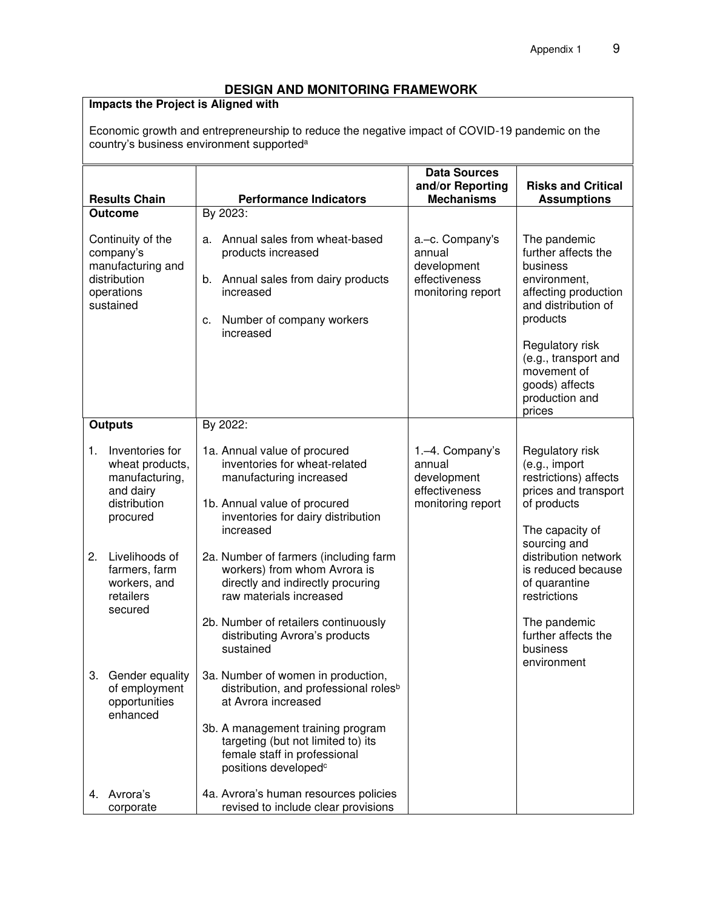## DESIGN AND MONITORING FRAMEWORK

**Impacts the Project is Aligned with**

Economic growth and entrepreneurship to reduce the negative impact of COVID-19 pandemic on the country's business environment supported[a]

| Results Chain | Performance Indicators | Data Sources and/or Reporting Mechanisms | Risks and Critical Assumptions |
|---|---|---|---|
| **Outcome**<br><br>Continuity of the company's manufacturing and distribution operations sustained | By 2023:<br><br>a. Annual sales from wheat-based products increased<br><br>b. Annual sales from dairy products increased<br><br>c. Number of company workers increased | a.–c. Company's annual development effectiveness monitoring report | The pandemic further affects the business environment, affecting production and distribution of products<br><br>Regulatory risk (e.g., transport and movement of goods) affects production and prices |
| **Outputs**<br><br>1. Inventories for wheat products, manufacturing, and dairy distribution procured<br><br>2. Livelihoods of farmers, farm workers, and retailers secured<br><br>3. Gender equality of employment opportunities enhanced<br><br>4. Avrora's corporate | By 2022:<br><br>1a. Annual value of procured inventories for wheat-related manufacturing increased<br><br>1b. Annual value of procured inventories for dairy distribution increased<br><br>2a. Number of farmers (including farm workers) from whom Avrora is directly and indirectly procuring raw materials increased<br><br>2b. Number of retailers continuously distributing Avrora's products sustained<br><br>3a. Number of women in production, distribution, and professional roles[b] at Avrora increased<br><br>3b. A management training program targeting (but not limited to) its female staff in professional positions developed[c]<br><br>4a. Avrora's human resources policies revised to include clear provisions | 1.–4. Company's annual development effectiveness monitoring report | Regulatory risk (e.g., import restrictions) affects prices and transport of products<br><br>The capacity of sourcing and distribution network is reduced because of quarantine restrictions<br><br>The pandemic further affects the business environment |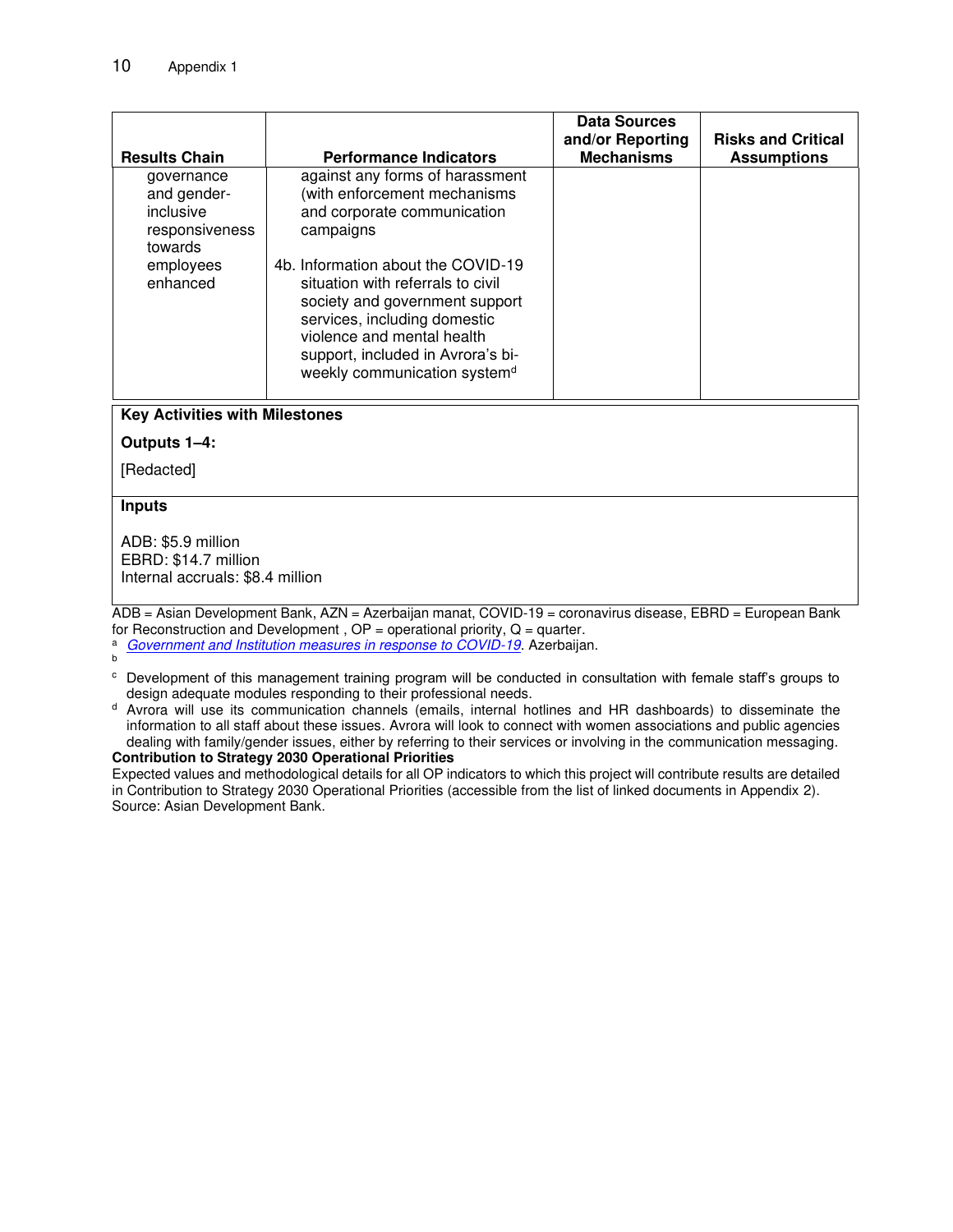| Results Chain | Performance Indicators | Data Sources and/or Reporting Mechanisms | Risks and Critical Assumptions |
|---|---|---|---|
| governance and gender-inclusive responsiveness towards employees enhanced | against any forms of harassment (with enforcement mechanisms and corporate communication campaigns)<br><br>4b. Information about the COVID-19 situation with referrals to civil society and government support services, including domestic violence and mental health support, included in Avrora's bi-weekly communication system[d] | | |

**Key Activities with Milestones**

**Outputs 1–4:**

[Redacted]

**Inputs**

ADB: $5.9 million
EBRD: $14.7 million
Internal accruals: $8.4 million

ADB = Asian Development Bank, AZN = Azerbaijan manat, COVID-19 = coronavirus disease, EBRD = European Bank for Reconstruction and Development , OP = operational priority, Q = quarter.

[a] *Government and Institution measures in response to COVID-19*. Azerbaijan.

[b]

[c] Development of this management training program will be conducted in consultation with female staff's groups to design adequate modules responding to their professional needs.

[d] Avrora will use its communication channels (emails, internal hotlines and HR dashboards) to disseminate the information to all staff about these issues. Avrora will look to connect with women associations and public agencies dealing with family/gender issues, either by referring to their services or involving in the communication messaging.

**Contribution to Strategy 2030 Operational Priorities**

Expected values and methodological details for all OP indicators to which this project will contribute results are detailed in Contribution to Strategy 2030 Operational Priorities (accessible from the list of linked documents in Appendix 2).

Source: Asian Development Bank.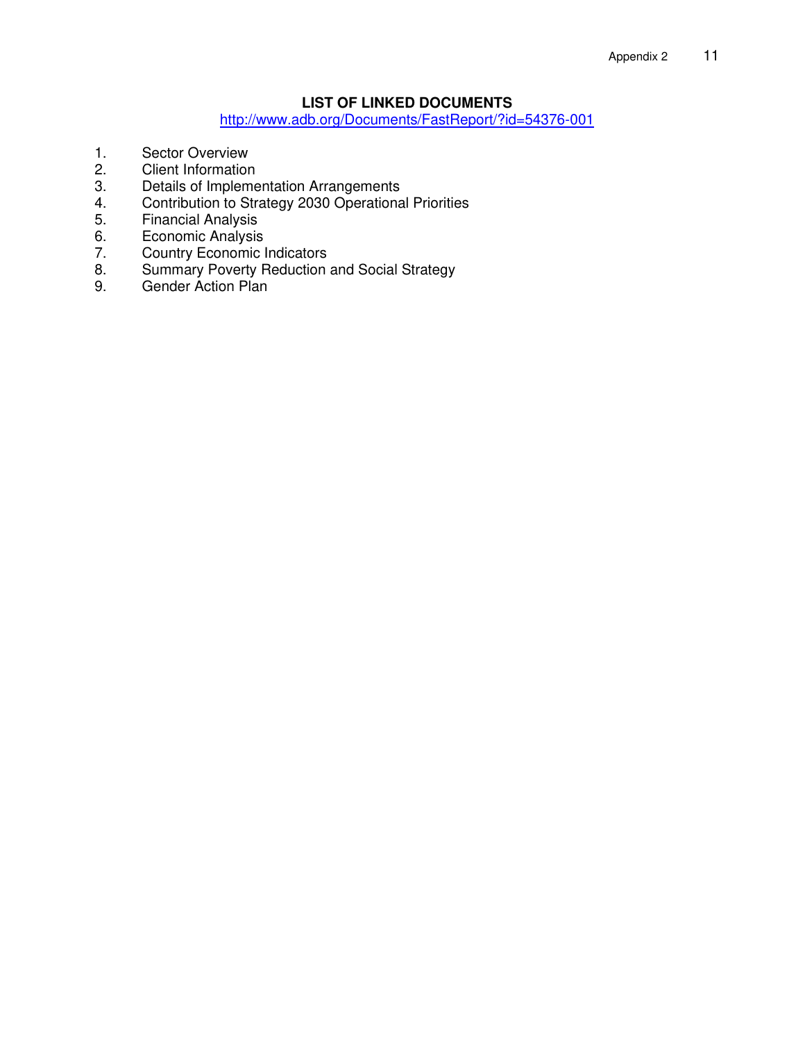## LIST OF LINKED DOCUMENTS

http://www.adb.org/Documents/FastReport/?id=54376-001

1. Sector Overview
2. Client Information
3. Details of Implementation Arrangements
4. Contribution to Strategy 2030 Operational Priorities
5. Financial Analysis
6. Economic Analysis
7. Country Economic Indicators
8. Summary Poverty Reduction and Social Strategy
9. Gender Action Plan